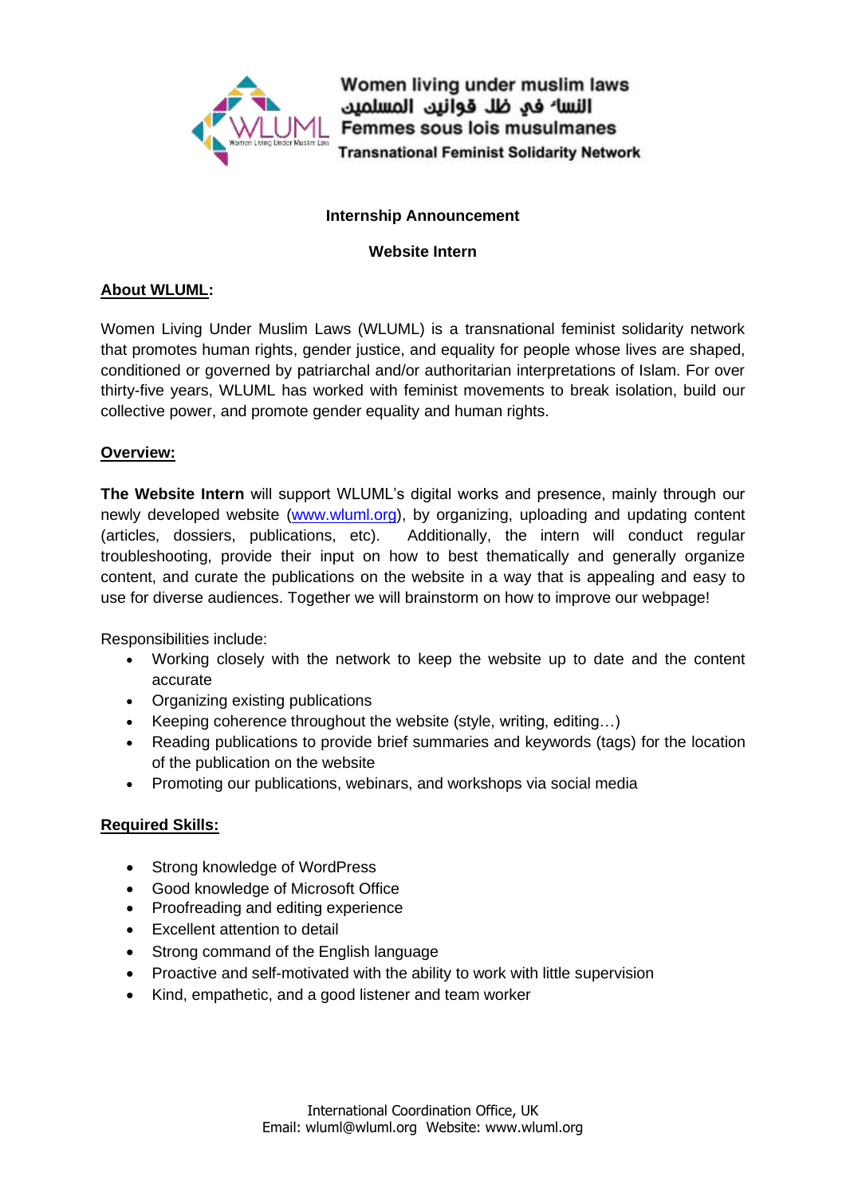Women living under muslim laws
النساء في ظل قوانين المسلمين
Femmes sous lois musulmanes
Transnational Feminist Solidarity Network

**Internship Announcement**

**Website Intern**

## About WLUML:

Women Living Under Muslim Laws (WLUML) is a transnational feminist solidarity network that promotes human rights, gender justice, and equality for people whose lives are shaped, conditioned or governed by patriarchal and/or authoritarian interpretations of Islam. For over thirty-five years, WLUML has worked with feminist movements to break isolation, build our collective power, and promote gender equality and human rights.

## Overview:

**The Website Intern** will support WLUML's digital works and presence, mainly through our newly developed website (www.wluml.org), by organizing, uploading and updating content (articles, dossiers, publications, etc). Additionally, the intern will conduct regular troubleshooting, provide their input on how to best thematically and generally organize content, and curate the publications on the website in a way that is appealing and easy to use for diverse audiences. Together we will brainstorm on how to improve our webpage!

Responsibilities include:

- Working closely with the network to keep the website up to date and the content accurate
- Organizing existing publications
- Keeping coherence throughout the website (style, writing, editing…)
- Reading publications to provide brief summaries and keywords (tags) for the location of the publication on the website
- Promoting our publications, webinars, and workshops via social media

## Required Skills:

- Strong knowledge of WordPress
- Good knowledge of Microsoft Office
- Proofreading and editing experience
- Excellent attention to detail
- Strong command of the English language
- Proactive and self-motivated with the ability to work with little supervision
- Kind, empathetic, and a good listener and team worker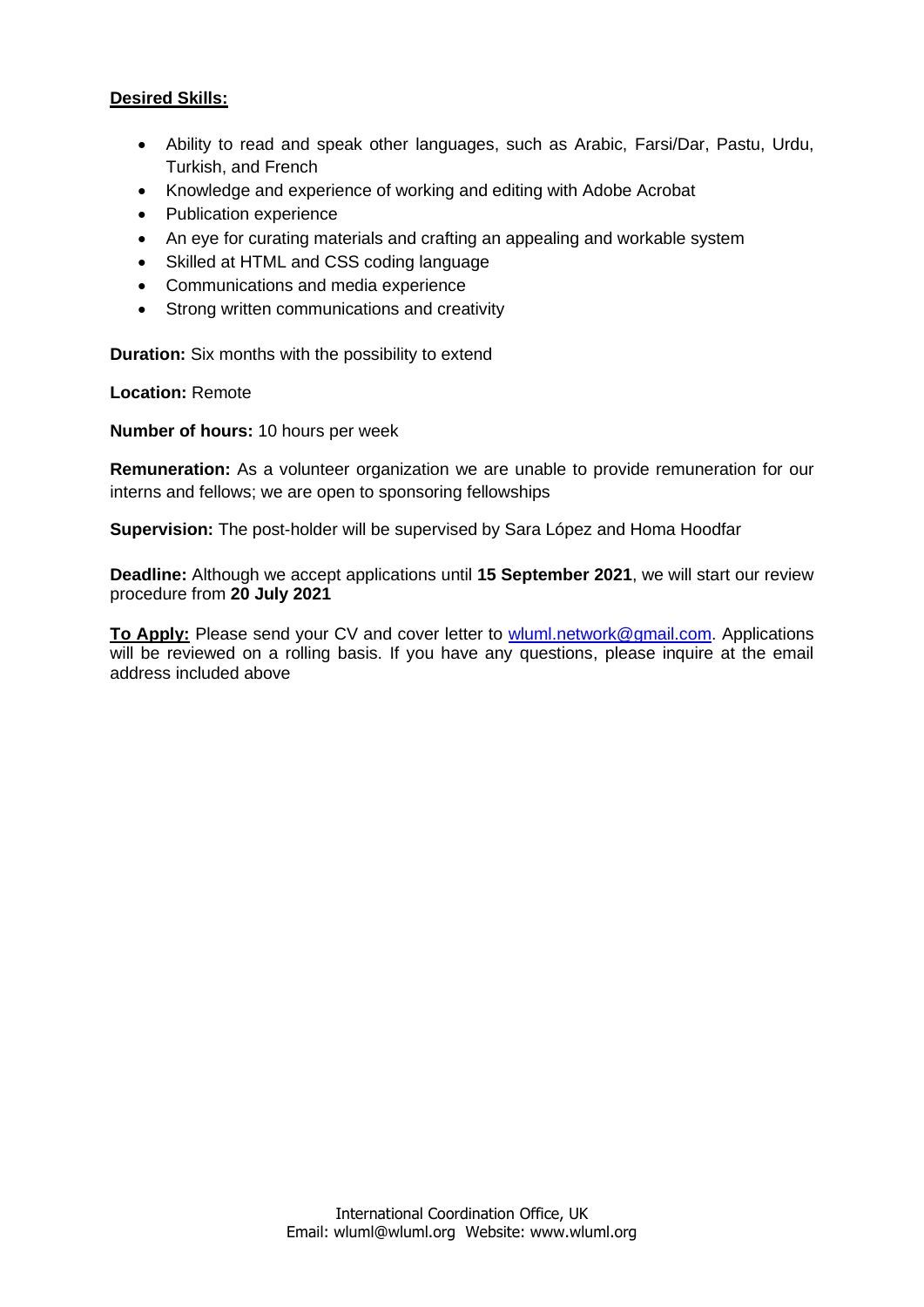**Desired Skills:**

- Ability to read and speak other languages, such as Arabic, Farsi/Dar, Pastu, Urdu, Turkish, and French
- Knowledge and experience of working and editing with Adobe Acrobat
- Publication experience
- An eye for curating materials and crafting an appealing and workable system
- Skilled at HTML and CSS coding language
- Communications and media experience
- Strong written communications and creativity

**Duration:** Six months with the possibility to extend

**Location:** Remote

**Number of hours:** 10 hours per week

**Remuneration:** As a volunteer organization we are unable to provide remuneration for our interns and fellows; we are open to sponsoring fellowships

**Supervision:** The post-holder will be supervised by Sara López and Homa Hoodfar

**Deadline:** Although we accept applications until **15 September 2021**, we will start our review procedure from **20 July 2021**

**To Apply:** Please send your CV and cover letter to wluml.network@gmail.com. Applications will be reviewed on a rolling basis. If you have any questions, please inquire at the email address included above